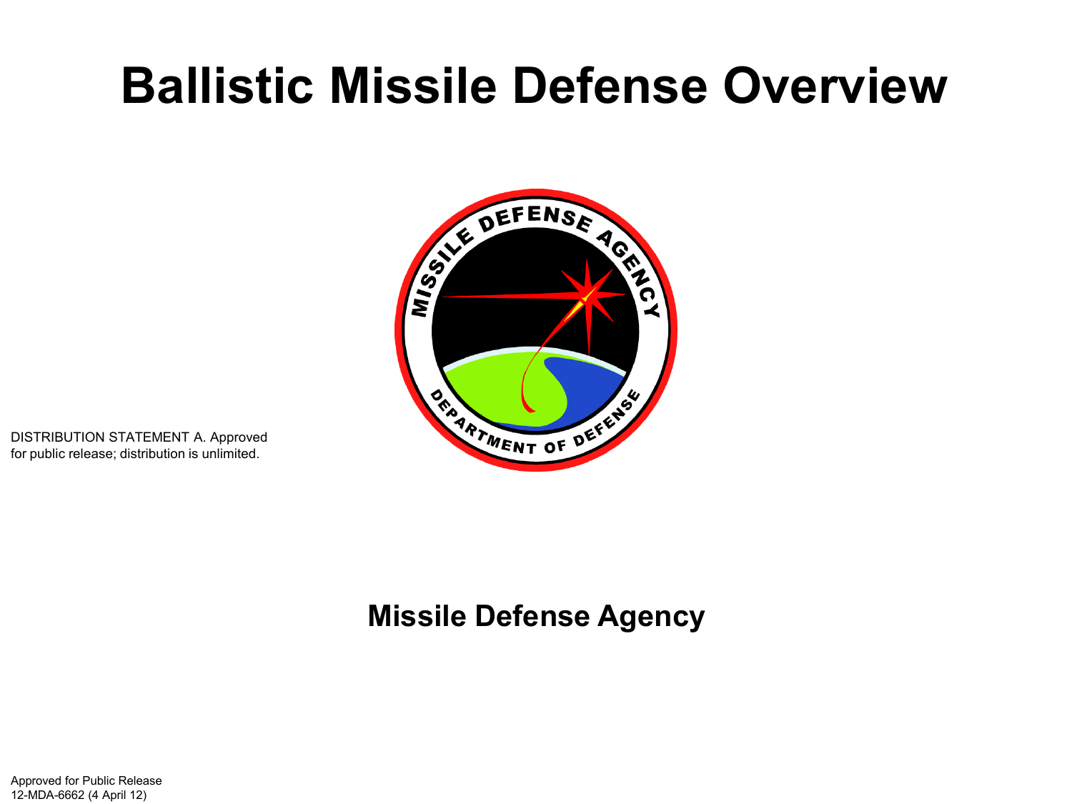# Ballistic Missile Defense Overview

DISTRIBUTION STATEMENT A. Approved for public release; distribution is unlimited.

**Missile Defense Agency**

Approved for Public Release
12-MDA-6662 (4 April 12)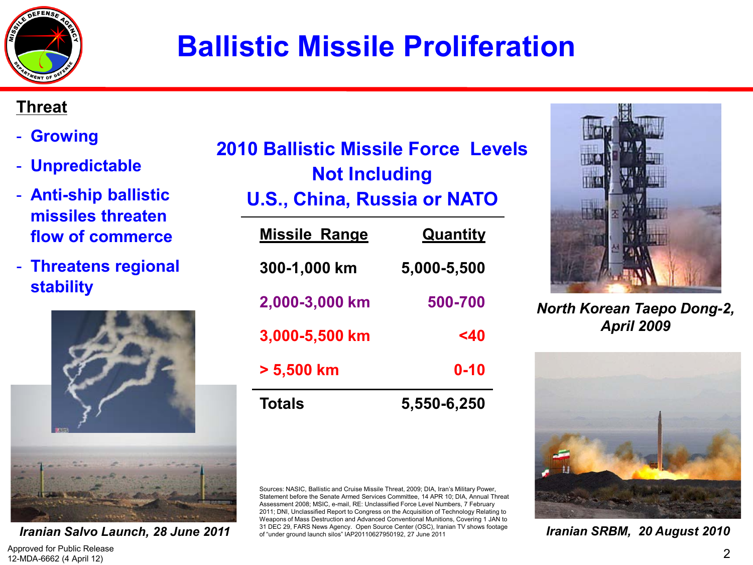# Ballistic Missile Proliferation

**Threat**

- **Growing**
- **Unpredictable**
- **Anti-ship ballistic missiles threaten flow of commerce**
- **Threatens regional stability**

*Iranian Salvo Launch, 28 June 2011*

## 2010 Ballistic Missile Force Levels Not Including U.S., China, Russia or NATO

| Missile Range | Quantity |
| --- | --- |
| 300-1,000 km | 5,000-5,500 |
| 2,000-3,000 km | 500-700 |
| 3,000-5,500 km | <40 |
| > 5,500 km | 0-10 |
| **Totals** | **5,550-6,250** |

Sources: NASIC, Ballistic and Cruise Missile Threat, 2009; DIA, Iran's Military Power, Statement before the Senate Armed Services Committee, 14 APR 10; DIA, Annual Threat Assessment 2008; MSIC, e-mail, RE: Unclassified Force Level Numbers, 7 February 2011; DNI, Unclassified Report to Congress on the Acquisition of Technology Relating to Weapons of Mass Destruction and Advanced Conventional Munitions, Covering 1 JAN to 31 DEC 29, FARS News Agency. Open Source Center (OSC), Iranian TV shows footage of "under ground launch silos" IAP20110627950192, 27 June 2011

*North Korean Taepo Dong-2, April 2009*

*Iranian SRBM, 20 August 2010*

Approved for Public Release
12-MDA-6662 (4 April 12)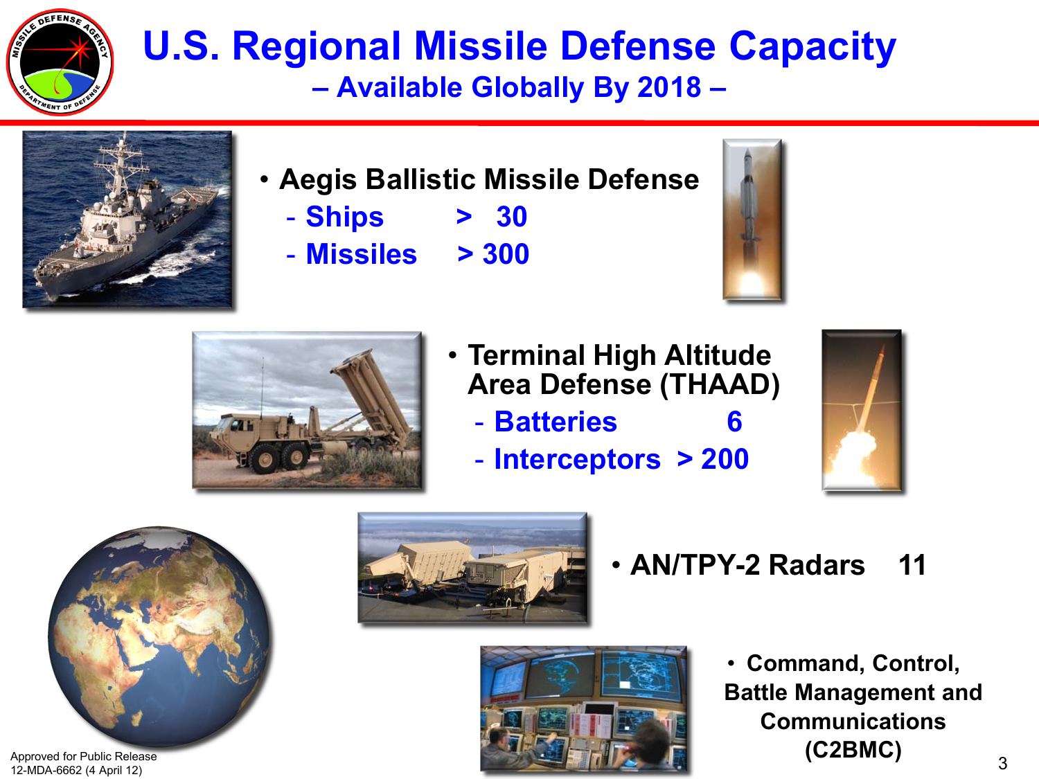# U.S. Regional Missile Defense Capacity

## – Available Globally By 2018 –

- **Aegis Ballistic Missile Defense**
  - **Ships > 30**
  - **Missiles > 300**
- **Terminal High Altitude Area Defense (THAAD)**
  - **Batteries 6**
  - **Interceptors > 200**
- **AN/TPY-2 Radars 11**
- **Command, Control, Battle Management and Communications (C2BMC)**

Approved for Public Release
12-MDA-6662 (4 April 12)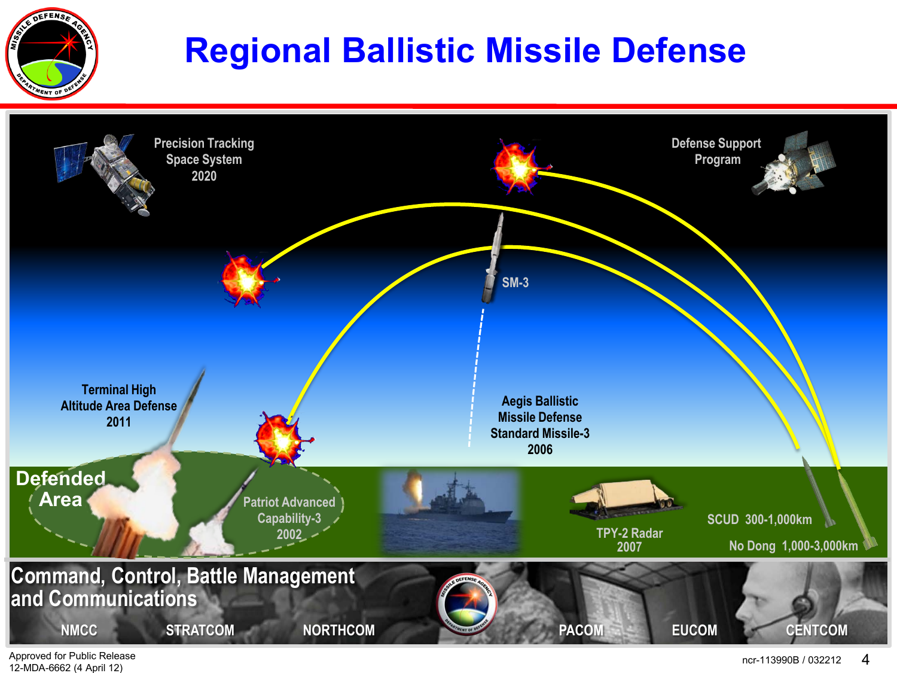# Regional Ballistic Missile Defense

Precision Tracking Space System 2020

Defense Support Program

SM-3

Terminal High Altitude Area Defense 2011

Aegis Ballistic Missile Defense Standard Missile-3 2006

Defended Area

Patriot Advanced Capability-3 2002

TPY-2 Radar 2007

SCUD 300-1,000km

No Dong 1,000-3,000km

**Command, Control, Battle Management and Communications**

NMCC | STRATCOM | NORTHCOM | PACOM | EUCOM | CENTCOM

Approved for Public Release
12-MDA-6662 (4 April 12)

ncr-113990B / 032212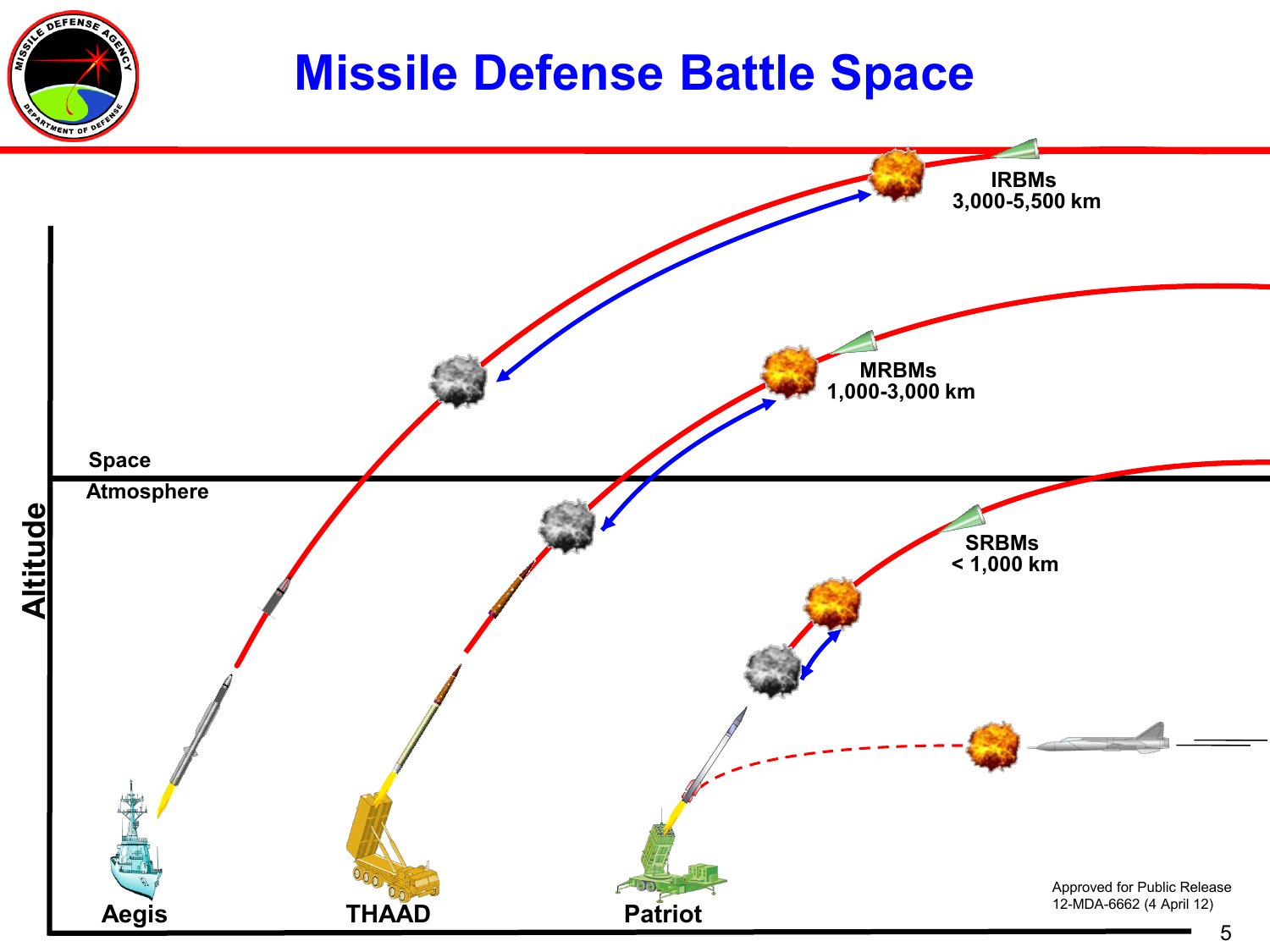# Missile Defense Battle Space

IRBMs
3,000-5,500 km

MRBMs
1,000-3,000 km

Space

Atmosphere

SRBMs
< 1,000 km

Altitude

Aegis

THAAD

Patriot

Approved for Public Release
12-MDA-6662 (4 April 12)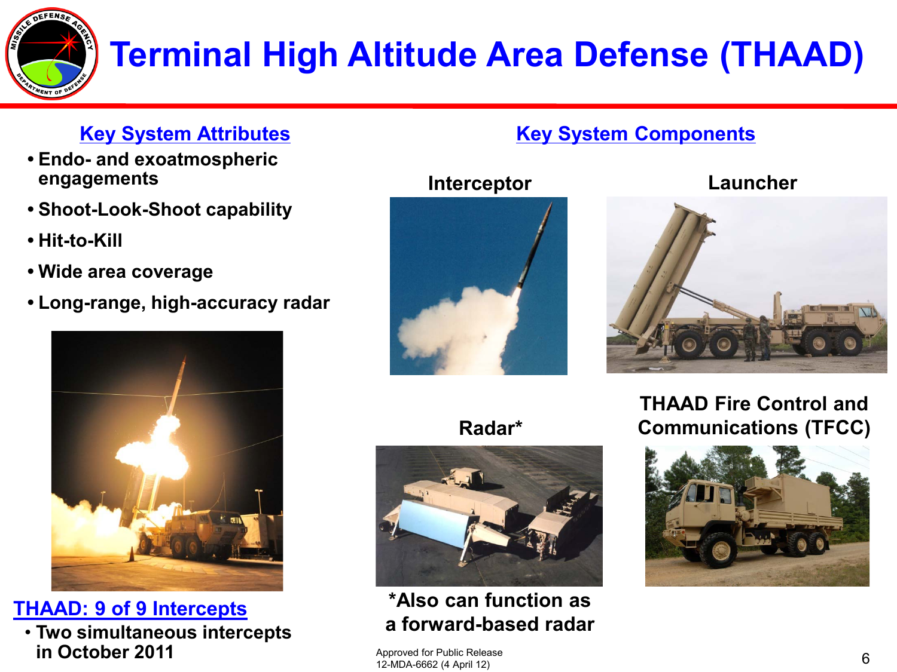# Terminal High Altitude Area Defense (THAAD)

## Key System Attributes

- Endo- and exoatmospheric engagements
- Shoot-Look-Shoot capability
- Hit-to-Kill
- Wide area coverage
- Long-range, high-accuracy radar

## THAAD: 9 of 9 Intercepts

- Two simultaneous intercepts in October 2011

## Key System Components

**Interceptor**

**Launcher**

**Radar***

*Also can function as a forward-based radar

**THAAD Fire Control and Communications (TFCC)**

Approved for Public Release
12-MDA-6662 (4 April 12)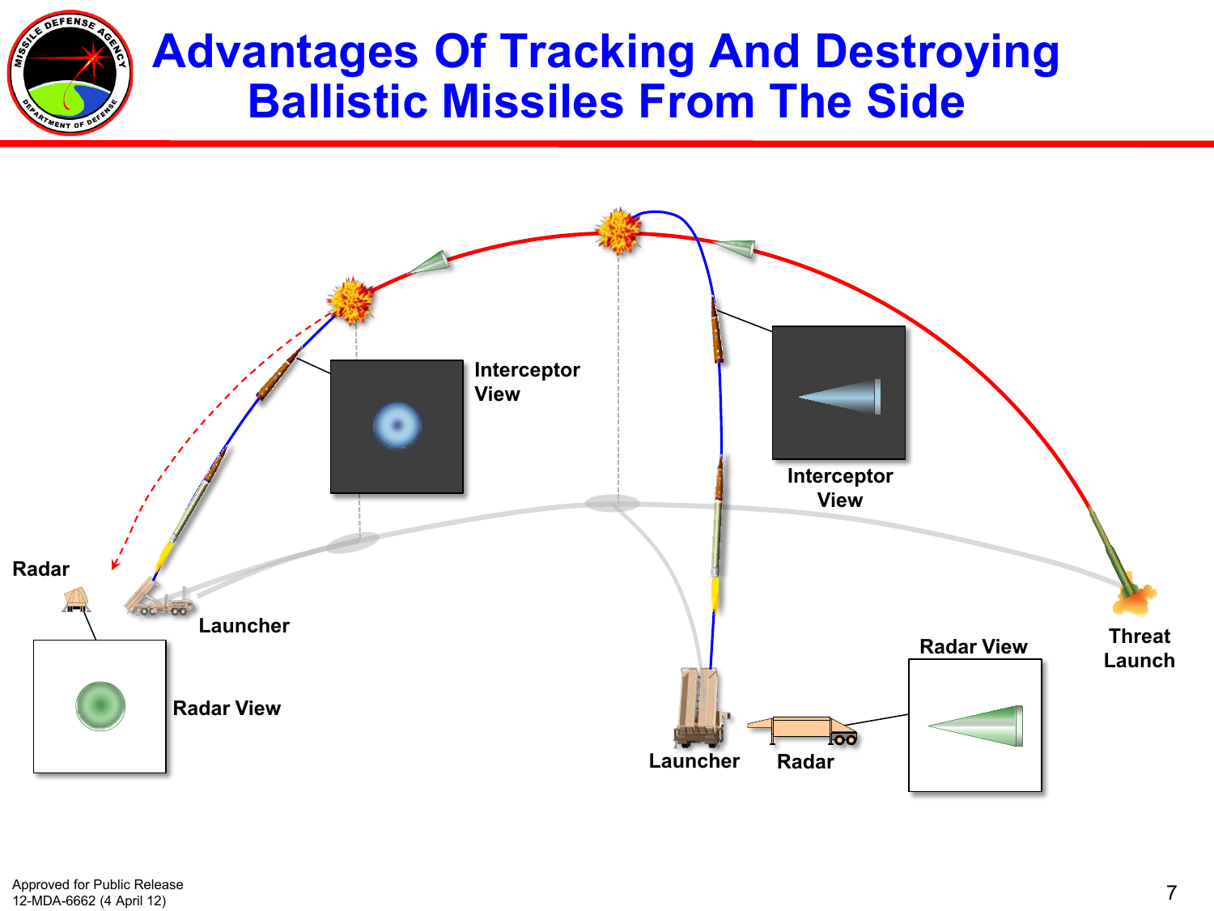# Advantages Of Tracking And Destroying Ballistic Missiles From The Side

Interceptor View

Interceptor View

Radar

Launcher

Radar View

Radar View

Threat Launch

Launcher

Radar

Approved for Public Release
12-MDA-6662 (4 April 12)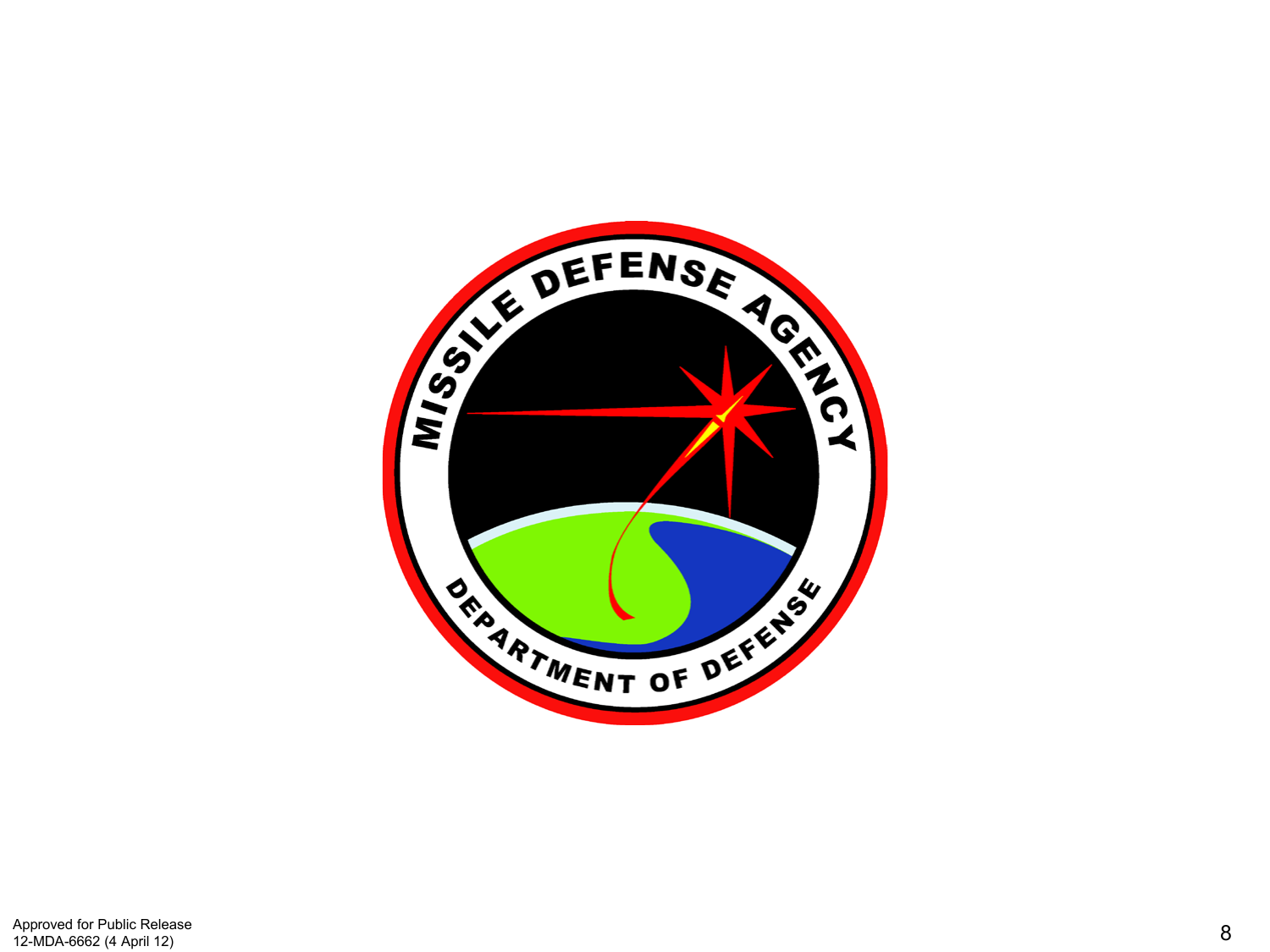MISSILE DEFENSE AGENCY

DEPARTMENT OF DEFENSE

Approved for Public Release
12-MDA-6662 (4 April 12)